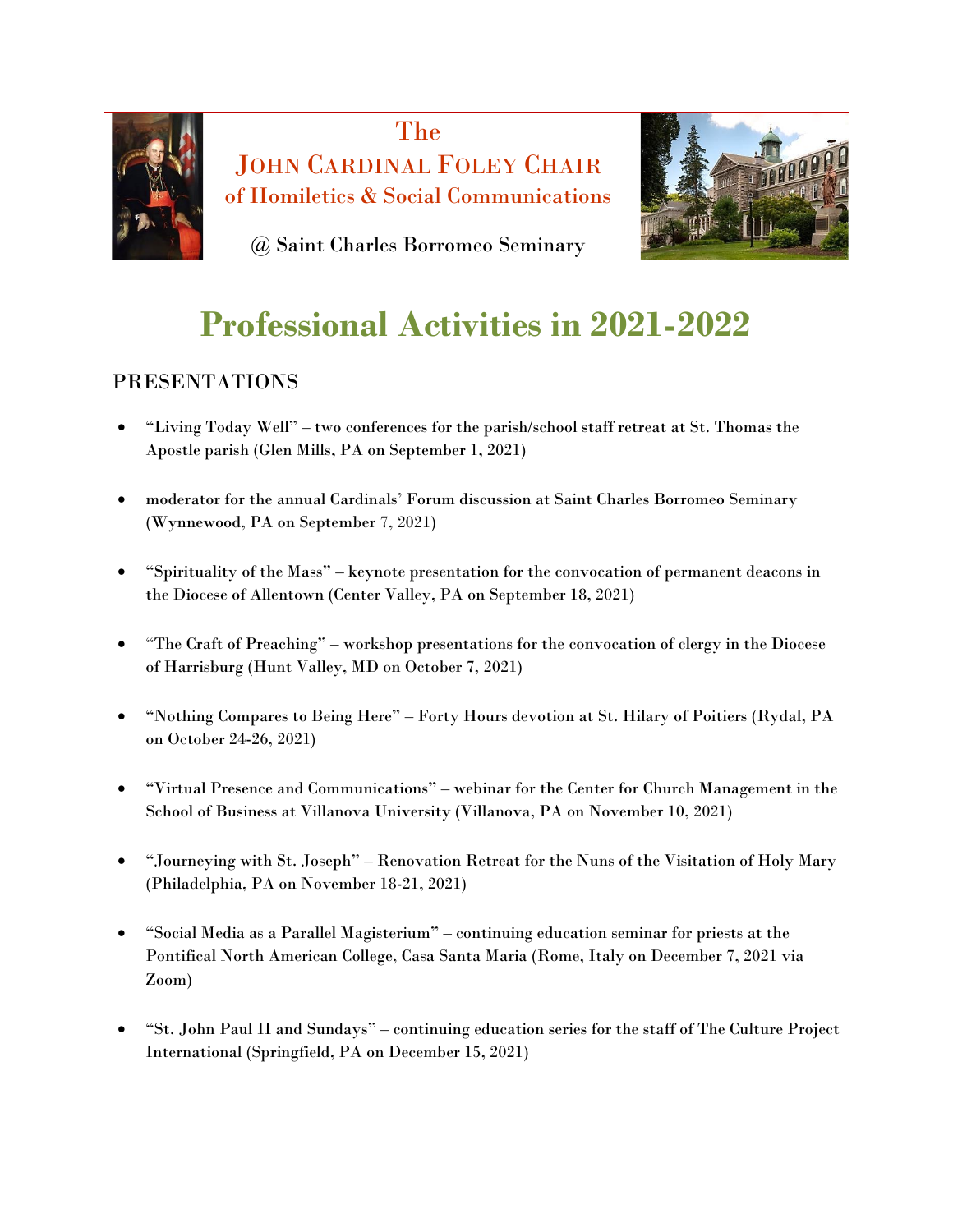The

JOHN CARDINAL FOLEY CHAIR

of Homiletics & Social Communications

@ Saint Charles Borromeo Seminary

# Professional Activities in 2021-2022

## PRESENTATIONS

- "Living Today Well" – two conferences for the parish/school staff retreat at St. Thomas the Apostle parish (Glen Mills, PA on September 1, 2021)

- moderator for the annual Cardinals' Forum discussion at Saint Charles Borromeo Seminary (Wynnewood, PA on September 7, 2021)

- "Spirituality of the Mass" – keynote presentation for the convocation of permanent deacons in the Diocese of Allentown (Center Valley, PA on September 18, 2021)

- "The Craft of Preaching" – workshop presentations for the convocation of clergy in the Diocese of Harrisburg (Hunt Valley, MD on October 7, 2021)

- "Nothing Compares to Being Here" – Forty Hours devotion at St. Hilary of Poitiers (Rydal, PA on October 24-26, 2021)

- "Virtual Presence and Communications" – webinar for the Center for Church Management in the School of Business at Villanova University (Villanova, PA on November 10, 2021)

- "Journeying with St. Joseph" – Renovation Retreat for the Nuns of the Visitation of Holy Mary (Philadelphia, PA on November 18-21, 2021)

- "Social Media as a Parallel Magisterium" – continuing education seminar for priests at the Pontifical North American College, Casa Santa Maria (Rome, Italy on December 7, 2021 via Zoom)

- "St. John Paul II and Sundays" – continuing education series for the staff of The Culture Project International (Springfield, PA on December 15, 2021)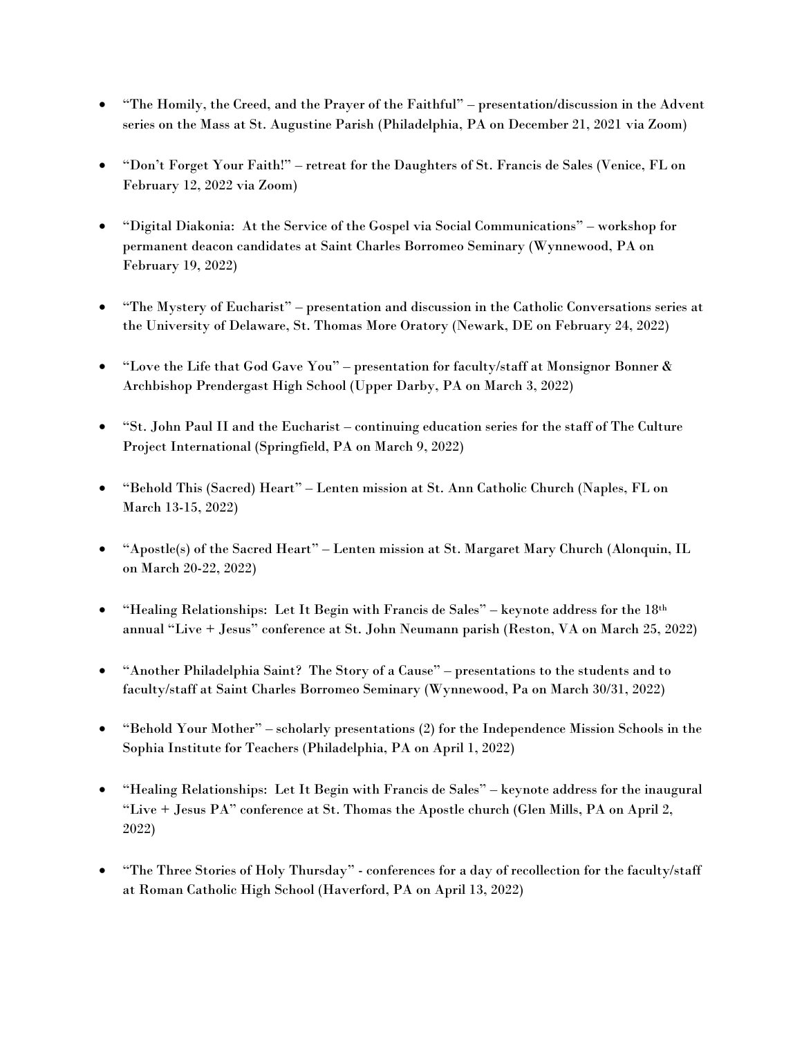- "The Homily, the Creed, and the Prayer of the Faithful" – presentation/discussion in the Advent series on the Mass at St. Augustine Parish (Philadelphia, PA on December 21, 2021 via Zoom)

- "Don't Forget Your Faith!" – retreat for the Daughters of St. Francis de Sales (Venice, FL on February 12, 2022 via Zoom)

- "Digital Diakonia: At the Service of the Gospel via Social Communications" – workshop for permanent deacon candidates at Saint Charles Borromeo Seminary (Wynnewood, PA on February 19, 2022)

- "The Mystery of Eucharist" – presentation and discussion in the Catholic Conversations series at the University of Delaware, St. Thomas More Oratory (Newark, DE on February 24, 2022)

- "Love the Life that God Gave You" – presentation for faculty/staff at Monsignor Bonner & Archbishop Prendergast High School (Upper Darby, PA on March 3, 2022)

- "St. John Paul II and the Eucharist – continuing education series for the staff of The Culture Project International (Springfield, PA on March 9, 2022)

- "Behold This (Sacred) Heart" – Lenten mission at St. Ann Catholic Church (Naples, FL on March 13-15, 2022)

- "Apostle(s) of the Sacred Heart" – Lenten mission at St. Margaret Mary Church (Alonquin, IL on March 20-22, 2022)

- "Healing Relationships: Let It Begin with Francis de Sales" – keynote address for the 18th annual "Live + Jesus" conference at St. John Neumann parish (Reston, VA on March 25, 2022)

- "Another Philadelphia Saint? The Story of a Cause" – presentations to the students and to faculty/staff at Saint Charles Borromeo Seminary (Wynnewood, Pa on March 30/31, 2022)

- "Behold Your Mother" – scholarly presentations (2) for the Independence Mission Schools in the Sophia Institute for Teachers (Philadelphia, PA on April 1, 2022)

- "Healing Relationships: Let It Begin with Francis de Sales" – keynote address for the inaugural "Live + Jesus PA" conference at St. Thomas the Apostle church (Glen Mills, PA on April 2, 2022)

- "The Three Stories of Holy Thursday" - conferences for a day of recollection for the faculty/staff at Roman Catholic High School (Haverford, PA on April 13, 2022)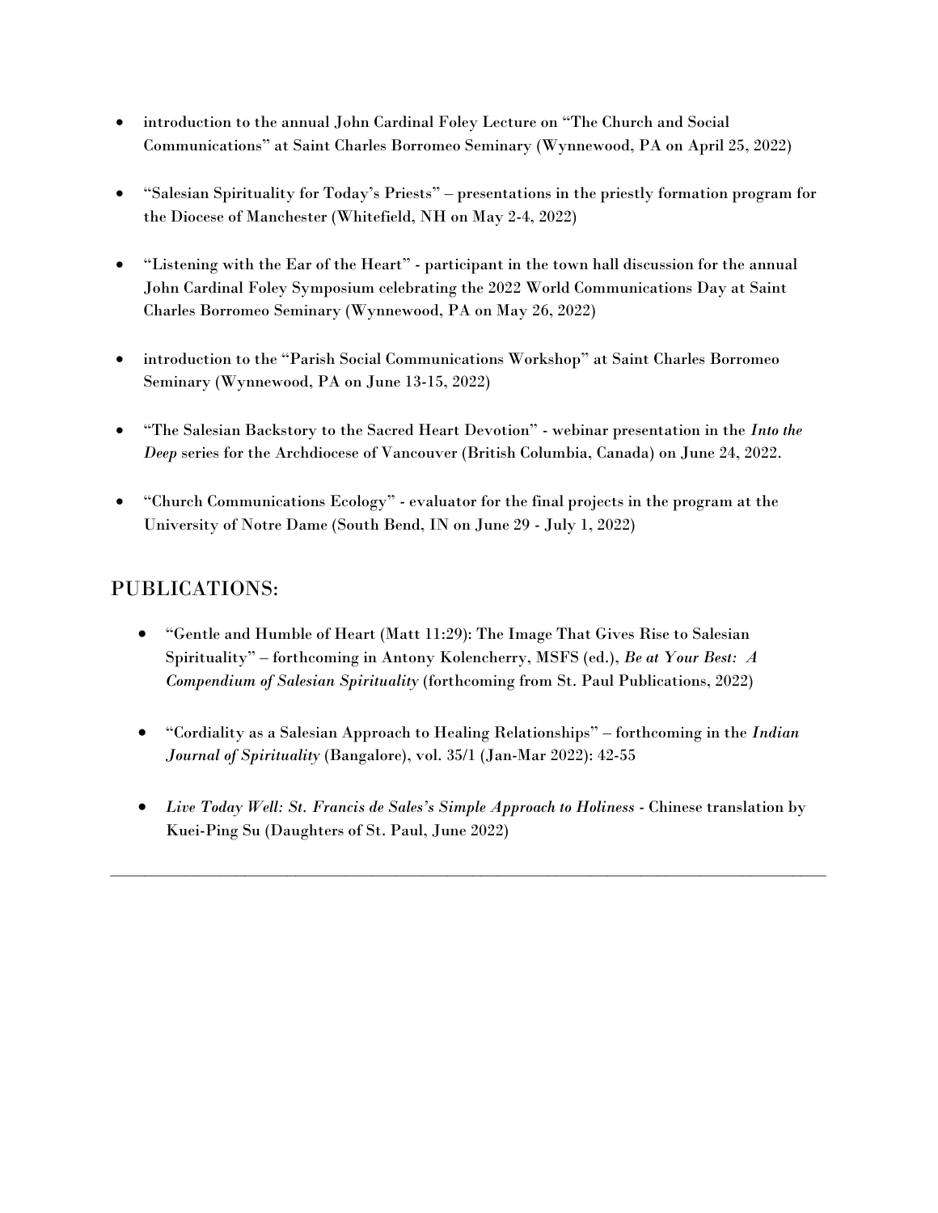- introduction to the annual John Cardinal Foley Lecture on "The Church and Social Communications" at Saint Charles Borromeo Seminary (Wynnewood, PA on April 25, 2022)

- "Salesian Spirituality for Today's Priests" – presentations in the priestly formation program for the Diocese of Manchester (Whitefield, NH on May 2-4, 2022)

- "Listening with the Ear of the Heart" - participant in the town hall discussion for the annual John Cardinal Foley Symposium celebrating the 2022 World Communications Day at Saint Charles Borromeo Seminary (Wynnewood, PA on May 26, 2022)

- introduction to the "Parish Social Communications Workshop" at Saint Charles Borromeo Seminary (Wynnewood, PA on June 13-15, 2022)

- "The Salesian Backstory to the Sacred Heart Devotion" - webinar presentation in the *Into the Deep* series for the Archdiocese of Vancouver (British Columbia, Canada) on June 24, 2022.

- "Church Communications Ecology" - evaluator for the final projects in the program at the University of Notre Dame (South Bend, IN on June 29 - July 1, 2022)

## PUBLICATIONS:

- "Gentle and Humble of Heart (Matt 11:29): The Image That Gives Rise to Salesian Spirituality" – forthcoming in Antony Kolencherry, MSFS (ed.), *Be at Your Best: A Compendium of Salesian Spirituality* (forthcoming from St. Paul Publications, 2022)

- "Cordiality as a Salesian Approach to Healing Relationships" – forthcoming in the *Indian Journal of Spirituality* (Bangalore), vol. 35/1 (Jan-Mar 2022): 42-55

- *Live Today Well: St. Francis de Sales's Simple Approach to Holiness* - Chinese translation by Kuei-Ping Su (Daughters of St. Paul, June 2022)

---